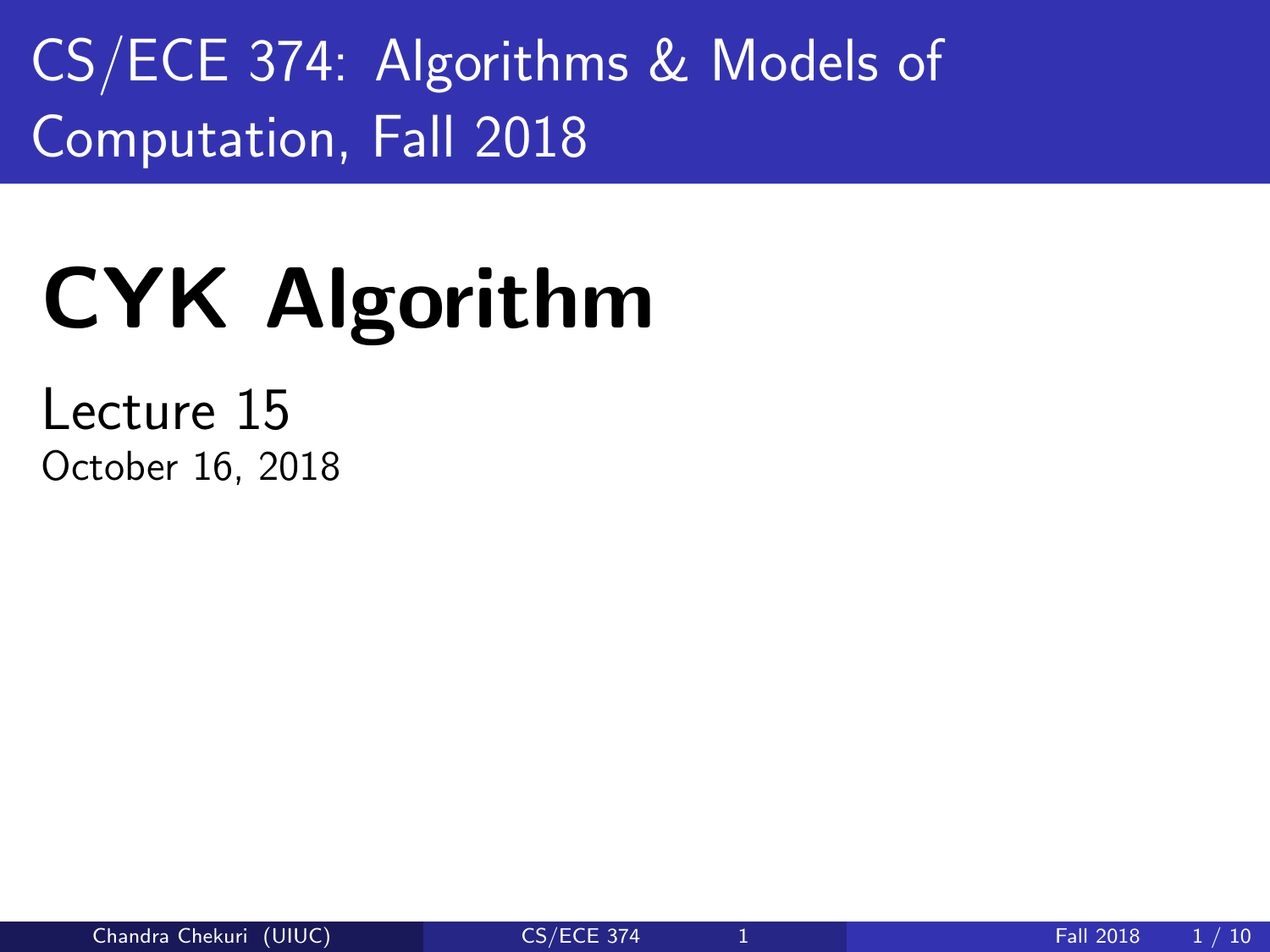CS/ECE 374: Algorithms & Models of Computation, Fall 2018

# CYK Algorithm

Lecture 15

October 16, 2018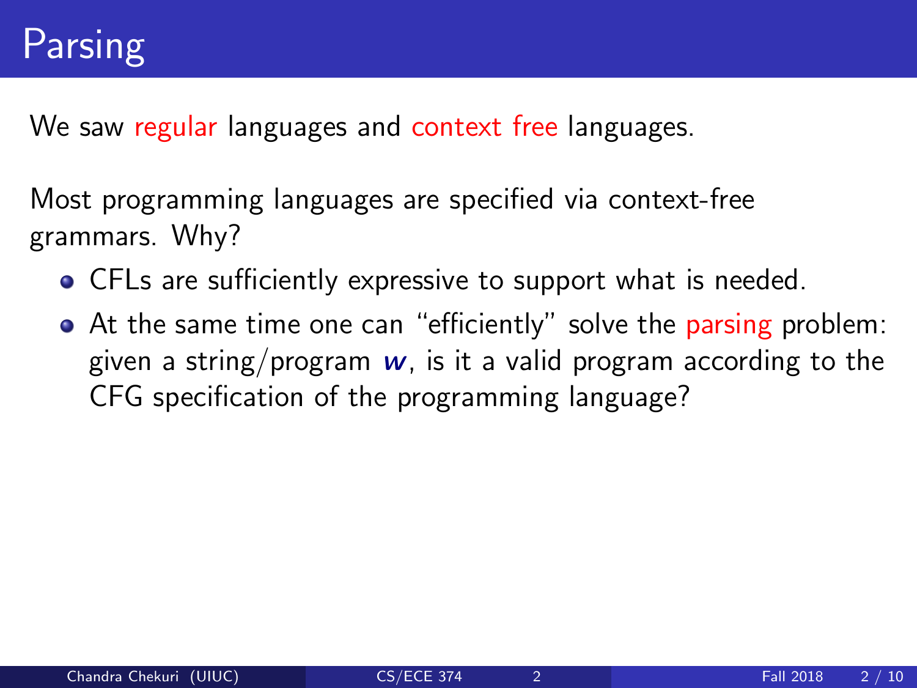# Parsing

We saw regular languages and context free languages.

Most programming languages are specified via context-free grammars. Why?

- CFLs are sufficiently expressive to support what is needed.
- At the same time one can "efficiently" solve the parsing problem: given a string/program $w$, is it a valid program according to the CFG specification of the programming language?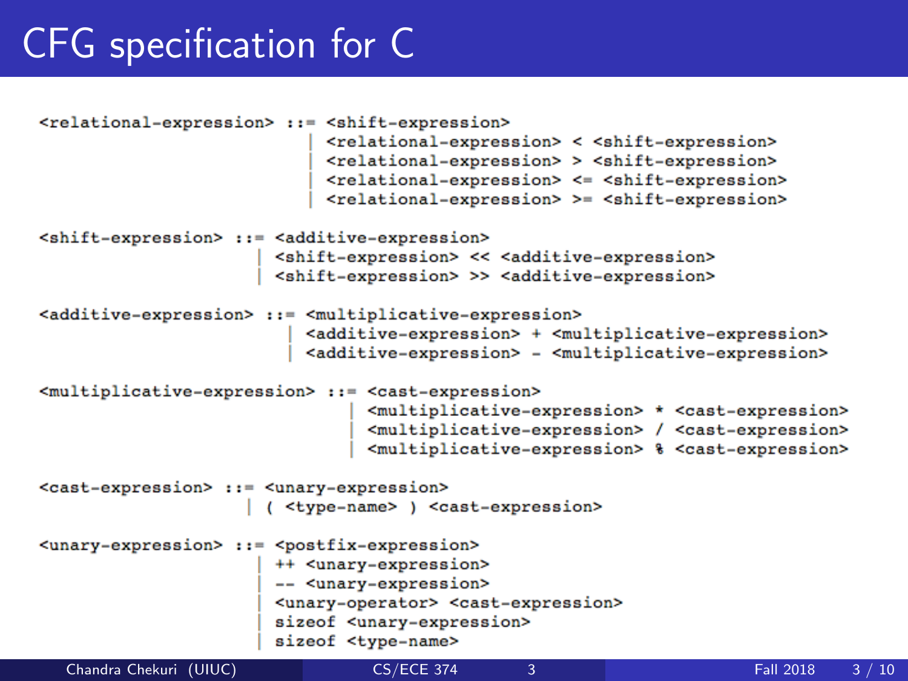# CFG specification for C

```
<relational-expression> ::= <shift-expression>
                          | <relational-expression> < <shift-expression>
                          | <relational-expression> > <shift-expression>
                          | <relational-expression> <= <shift-expression>
                          | <relational-expression> >= <shift-expression>

<shift-expression> ::= <additive-expression>
                     | <shift-expression> << <additive-expression>
                     | <shift-expression> >> <additive-expression>

<additive-expression> ::= <multiplicative-expression>
                        | <additive-expression> + <multiplicative-expression>
                        | <additive-expression> - <multiplicative-expression>

<multiplicative-expression> ::= <cast-expression>
                              | <multiplicative-expression> * <cast-expression>
                              | <multiplicative-expression> / <cast-expression>
                              | <multiplicative-expression> % <cast-expression>

<cast-expression> ::= <unary-expression>
                    | ( <type-name> ) <cast-expression>

<unary-expression> ::= <postfix-expression>
                     | ++ <unary-expression>
                     | -- <unary-expression>
                     | <unary-operator> <cast-expression>
                     | sizeof <unary-expression>
                     | sizeof <type-name>
```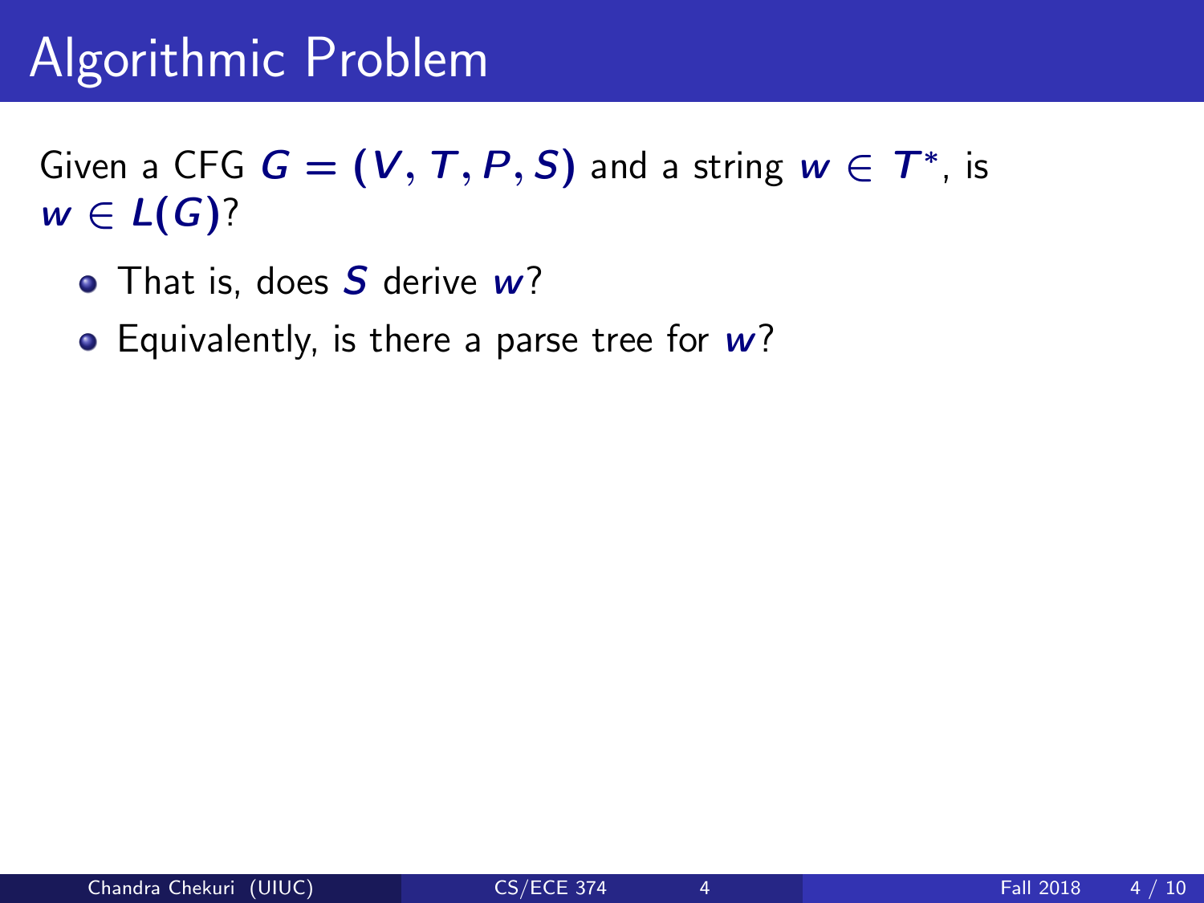# Algorithmic Problem

Given a CFG $G = (V, T, P, S)$ and a string $w \in T^*$, is $w \in L(G)$?

- That is, does $S$ derive $w$?
- Equivalently, is there a parse tree for $w$?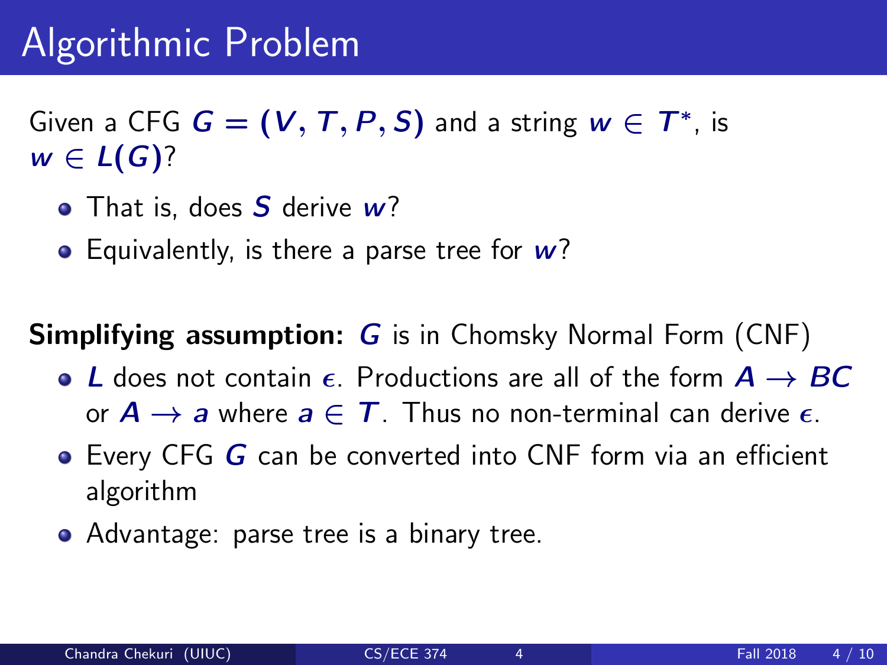# Algorithmic Problem

Given a CFG $G = (V, T, P, S)$ and a string $w \in T^*$, is $w \in L(G)$?

- That is, does $S$ derive $w$?
- Equivalently, is there a parse tree for $w$?

**Simplifying assumption:** $G$ is in Chomsky Normal Form (CNF)

- $L$ does not contain $\epsilon$. Productions are all of the form $A \rightarrow BC$ or $A \rightarrow a$ where $a \in T$. Thus no non-terminal can derive $\epsilon$.
- Every CFG $G$ can be converted into CNF form via an efficient algorithm
- Advantage: parse tree is a binary tree.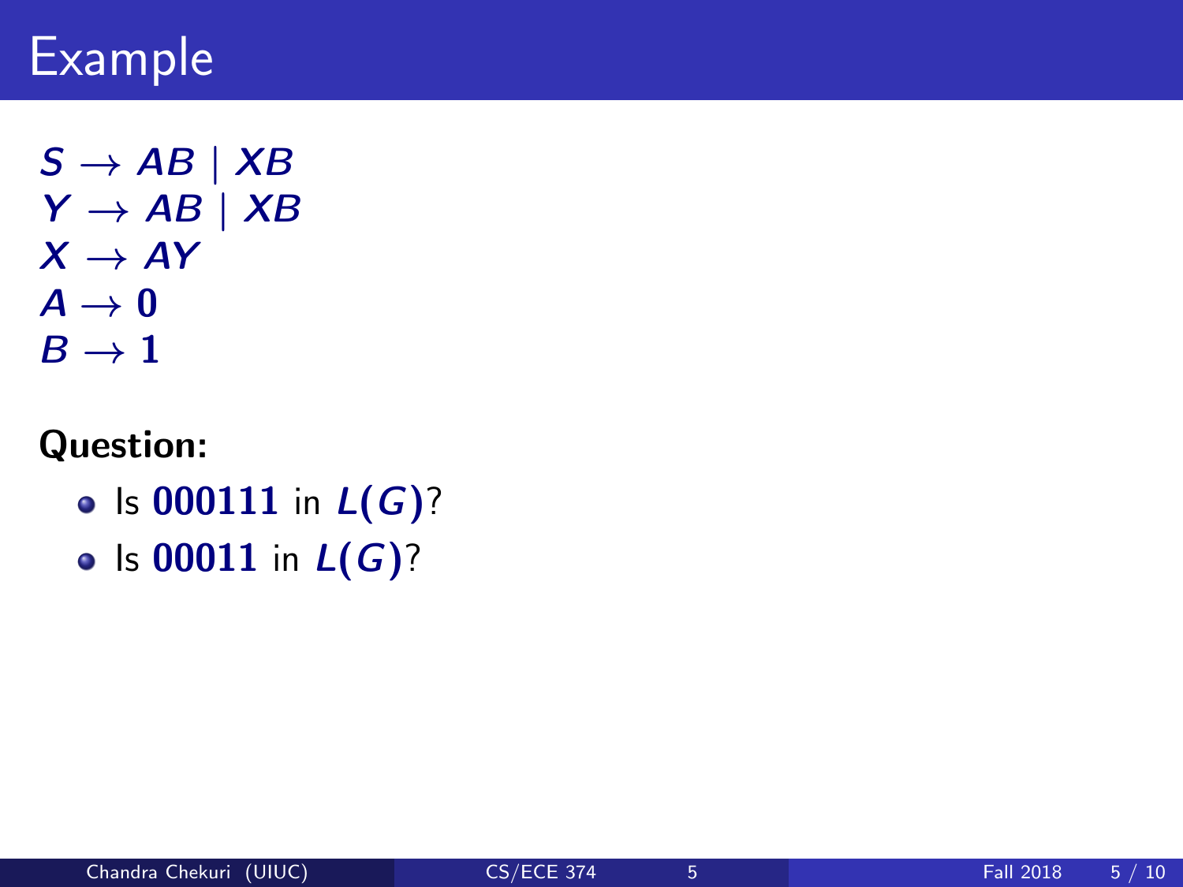# Example

$S \to AB \mid XB$
$Y \to AB \mid XB$
$X \to AY$
$A \to \mathbf{0}$
$B \to \mathbf{1}$

**Question:**

- Is $\mathbf{000111}$ in $L(G)$?
- Is $\mathbf{00011}$ in $L(G)$?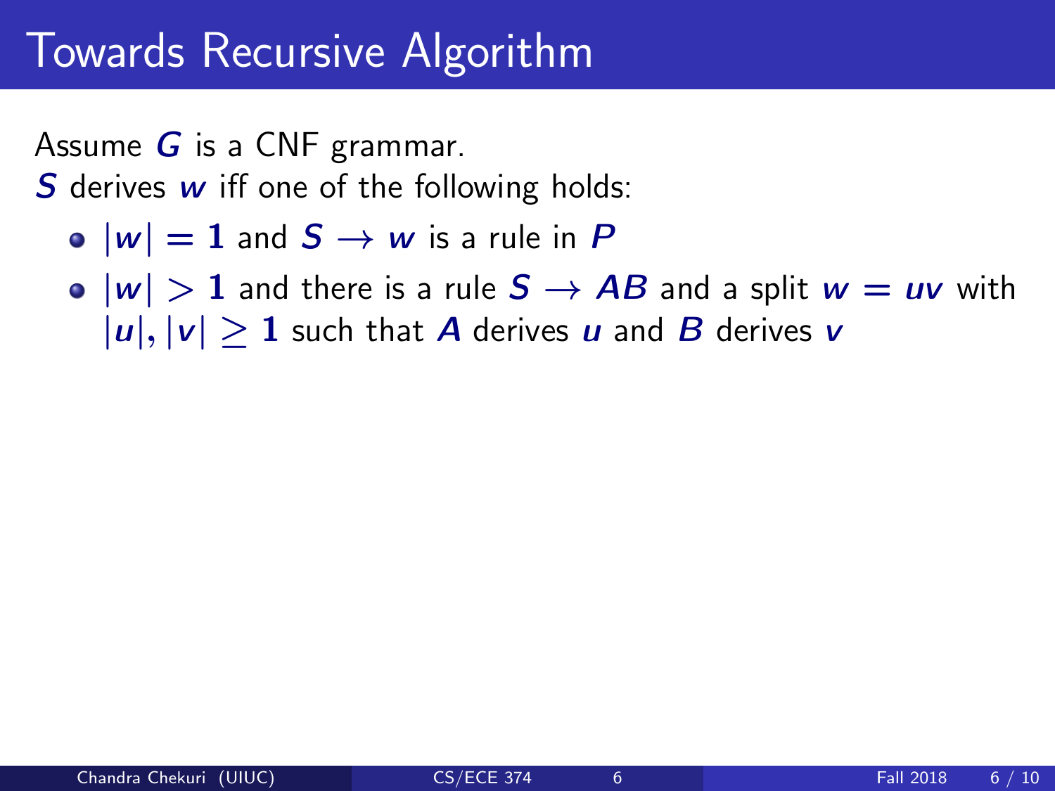# Towards Recursive Algorithm

Assume $G$ is a CNF grammar.
$S$ derives $w$ iff one of the following holds:

- $|w| = 1$ and $S \rightarrow w$ is a rule in $P$
- $|w| > 1$ and there is a rule $S \rightarrow AB$ and a split $w = uv$ with $|u|, |v| \geq 1$ such that $A$ derives $u$ and $B$ derives $v$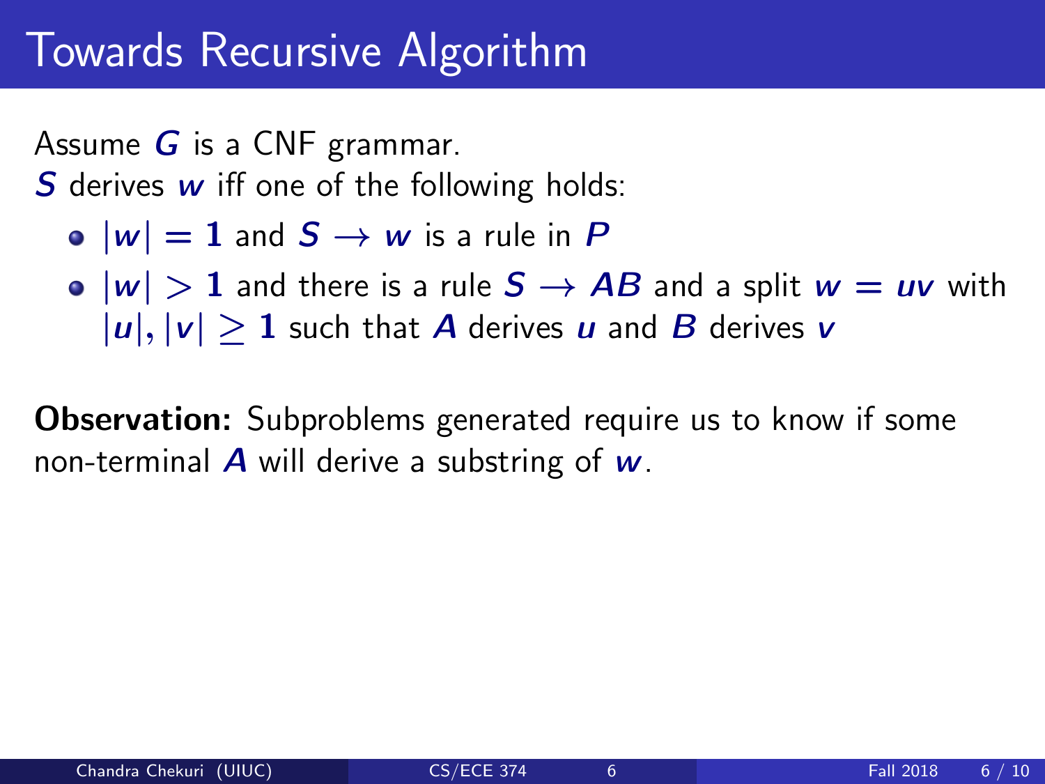# Towards Recursive Algorithm

Assume $G$ is a CNF grammar.
$S$ derives $w$ iff one of the following holds:

- $|w| = 1$ and $S \rightarrow w$ is a rule in $P$
- $|w| > 1$ and there is a rule $S \rightarrow AB$ and a split $w = uv$ with $|u|, |v| \geq 1$ such that $A$ derives $u$ and $B$ derives $v$

**Observation:** Subproblems generated require us to know if some non-terminal $A$ will derive a substring of $w$.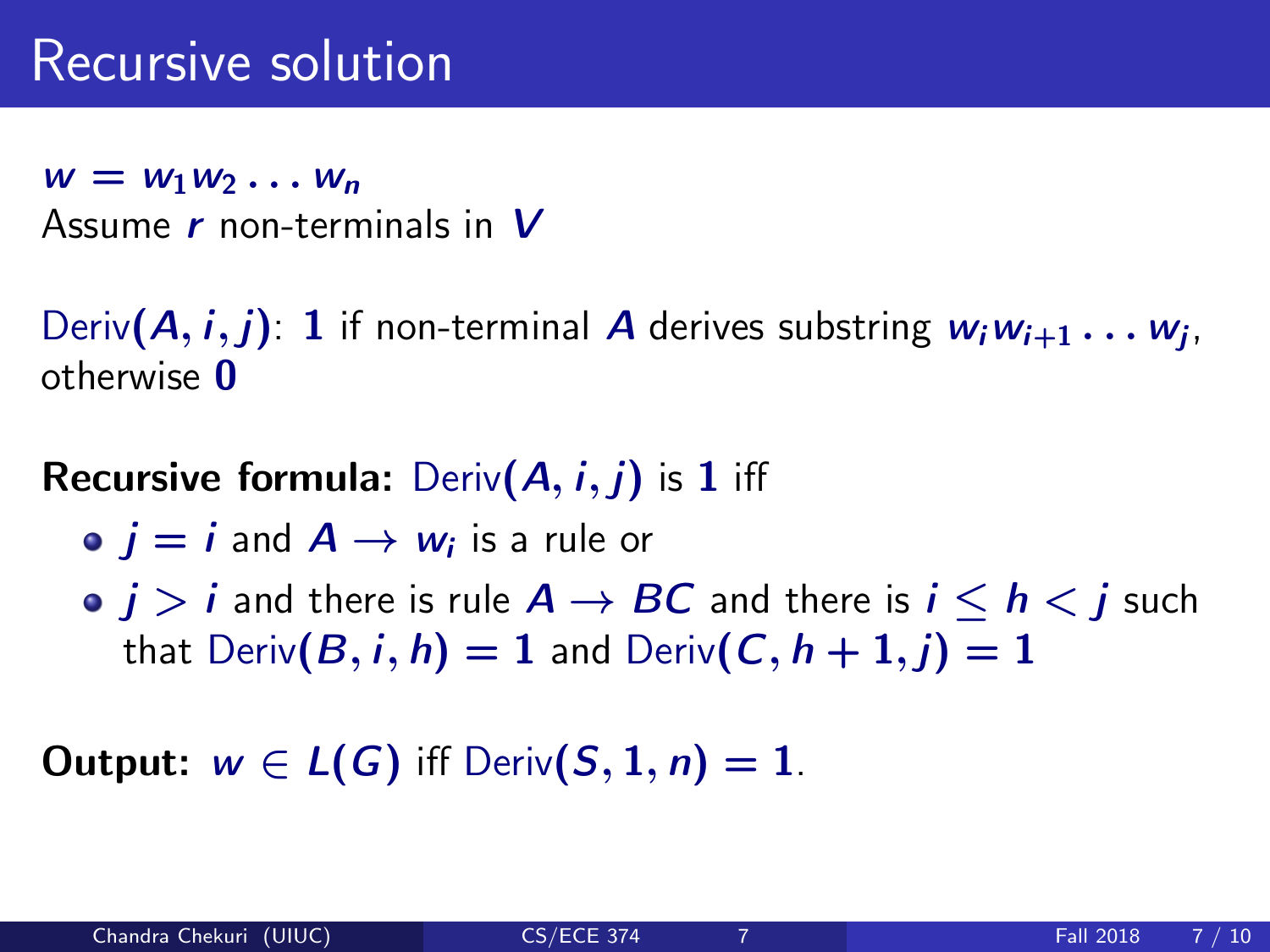# Recursive solution

$w = w_1 w_2 \ldots w_n$
Assume $r$ non-terminals in $V$

Deriv$(A, i, j)$: $1$ if non-terminal $A$ derives substring $w_i w_{i+1} \ldots w_j$, otherwise $0$

**Recursive formula:** Deriv$(A, i, j)$ is $1$ iff

- $j = i$ and $A \rightarrow w_i$ is a rule or
- $j > i$ and there is rule $A \rightarrow BC$ and there is $i \leq h < j$ such that Deriv$(B, i, h) = 1$ and Deriv$(C, h+1, j) = 1$

**Output:** $w \in L(G)$ iff Deriv$(S, 1, n) = 1$.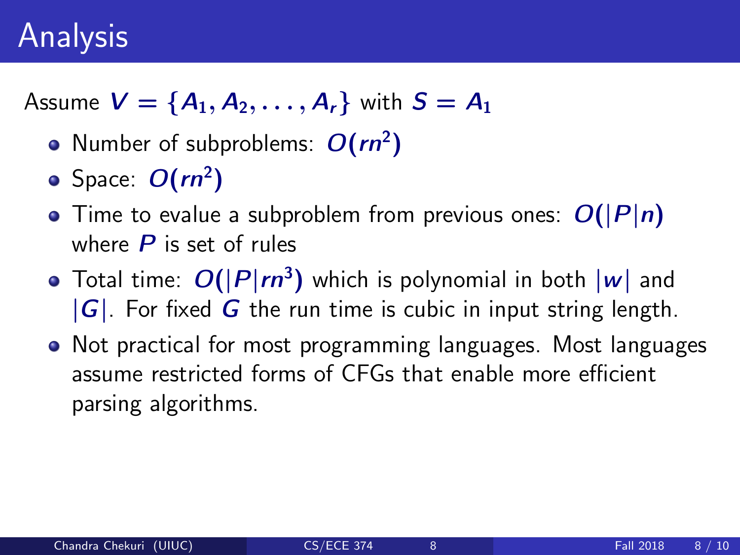# Analysis

Assume $V = \{A_1, A_2, \ldots, A_r\}$ with $S = A_1$

- Number of subproblems: $O(rn^2)$
- Space: $O(rn^2)$
- Time to evalue a subproblem from previous ones: $O(|P|n)$ where $P$ is set of rules
- Total time: $O(|P|rn^3)$ which is polynomial in both $|w|$ and $|G|$. For fixed $G$ the run time is cubic in input string length.
- Not practical for most programming languages. Most languages assume restricted forms of CFGs that enable more efficient parsing algorithms.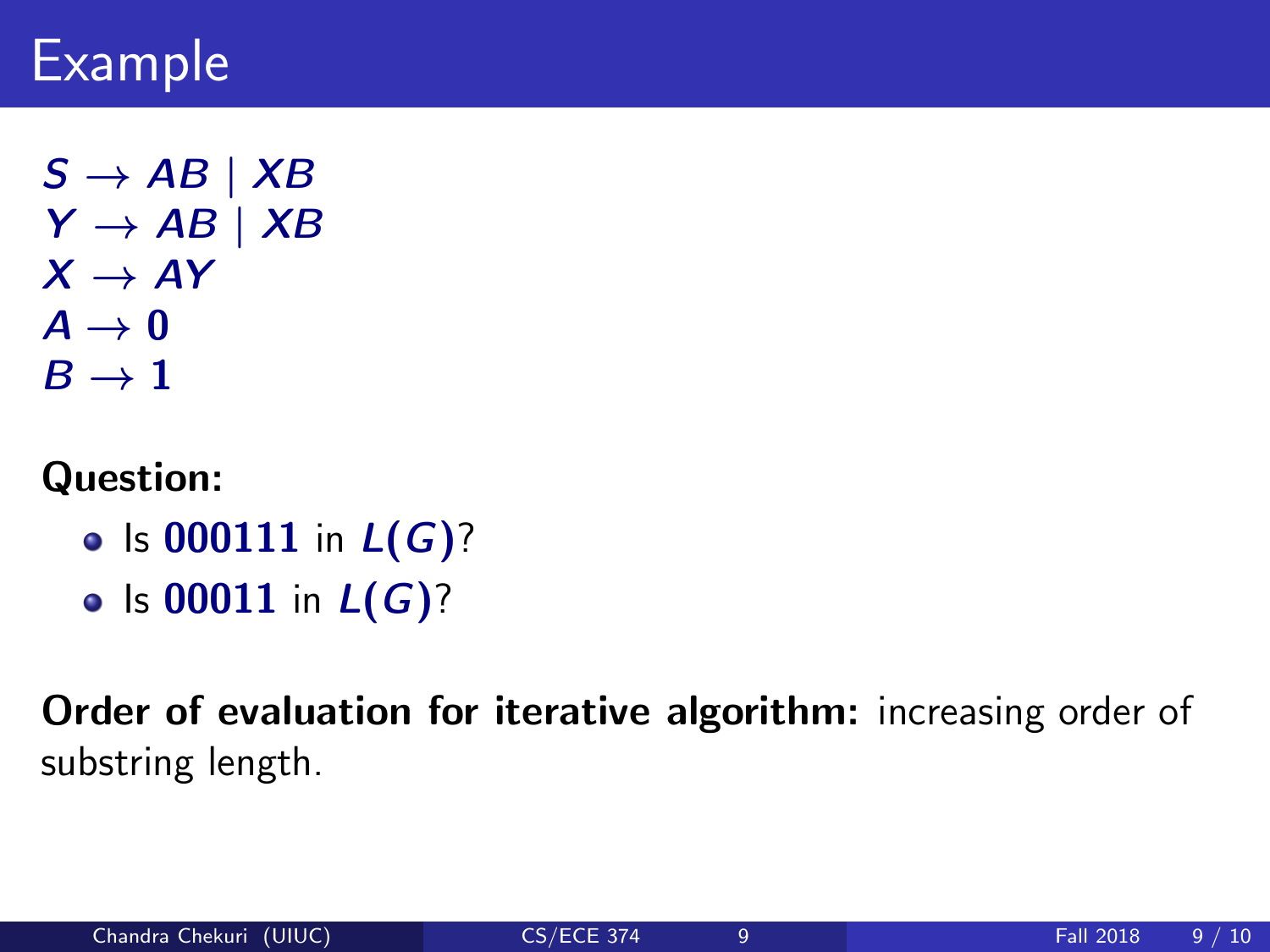# Example

$S \rightarrow AB \mid XB$
$Y \rightarrow AB \mid XB$
$X \rightarrow AY$
$A \rightarrow \mathbf{0}$
$B \rightarrow \mathbf{1}$

**Question:**

- Is $\mathbf{000111}$ in $L(G)$?
- Is $\mathbf{00011}$ in $L(G)$?

**Order of evaluation for iterative algorithm:** increasing order of substring length.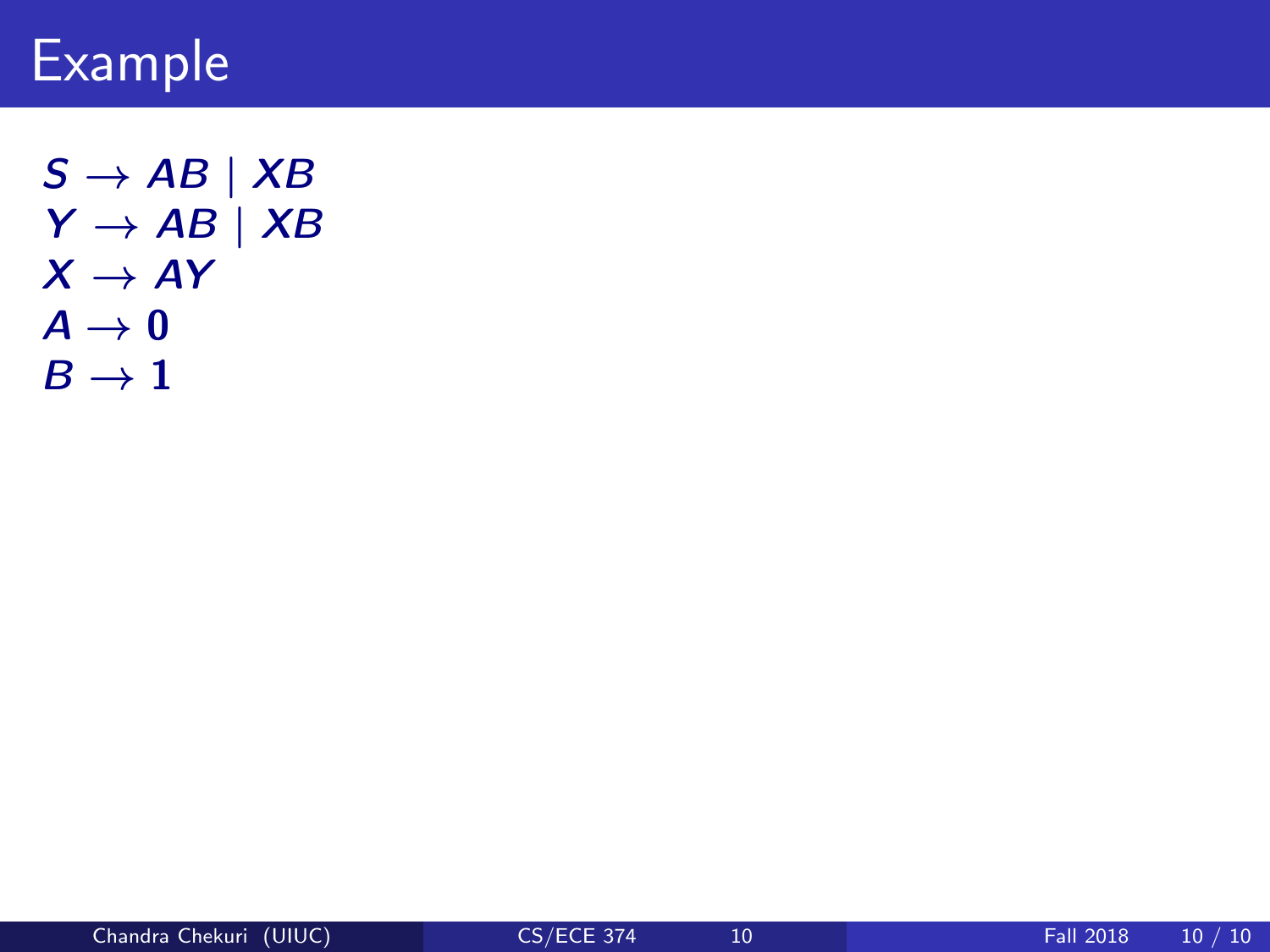# Example

$S \rightarrow AB \mid XB$
$Y \rightarrow AB \mid XB$
$X \rightarrow AY$
$A \rightarrow \mathbf{0}$
$B \rightarrow \mathbf{1}$